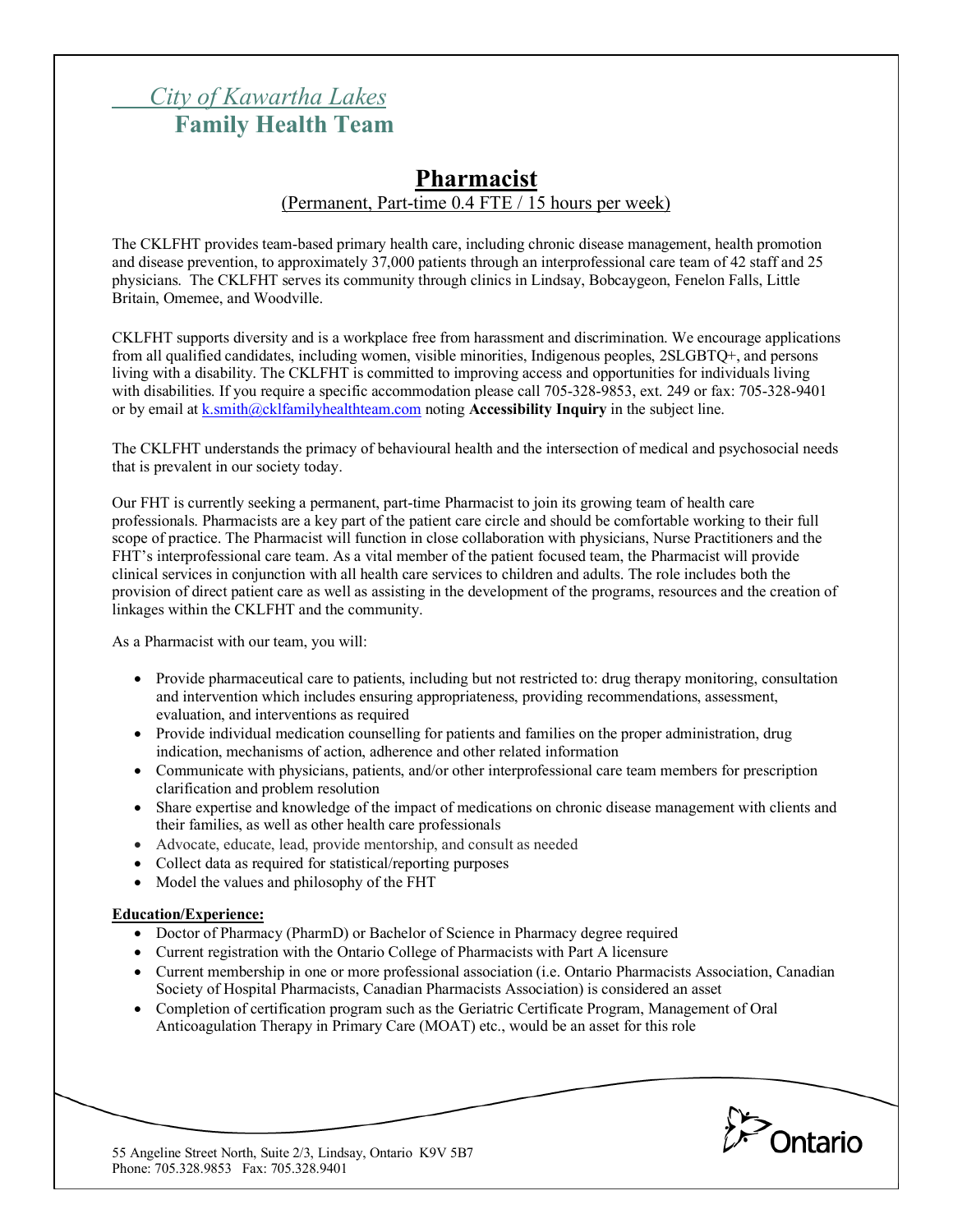*City of Kawartha Lakes*
**Family Health Team**

# Pharmacist

(Permanent, Part-time 0.4 FTE / 15 hours per week)

The CKLFHT provides team-based primary health care, including chronic disease management, health promotion and disease prevention, to approximately 37,000 patients through an interprofessional care team of 42 staff and 25 physicians. The CKLFHT serves its community through clinics in Lindsay, Bobcaygeon, Fenelon Falls, Little Britain, Omemee, and Woodville.

CKLFHT supports diversity and is a workplace free from harassment and discrimination. We encourage applications from all qualified candidates, including women, visible minorities, Indigenous peoples, 2SLGBTQ+, and persons living with a disability. The CKLFHT is committed to improving access and opportunities for individuals living with disabilities. If you require a specific accommodation please call 705-328-9853, ext. 249 or fax: 705-328-9401 or by email at k.smith@cklfamilyhealthteam.com noting **Accessibility Inquiry** in the subject line.

The CKLFHT understands the primacy of behavioural health and the intersection of medical and psychosocial needs that is prevalent in our society today.

Our FHT is currently seeking a permanent, part-time Pharmacist to join its growing team of health care professionals. Pharmacists are a key part of the patient care circle and should be comfortable working to their full scope of practice. The Pharmacist will function in close collaboration with physicians, Nurse Practitioners and the FHT's interprofessional care team. As a vital member of the patient focused team, the Pharmacist will provide clinical services in conjunction with all health care services to children and adults. The role includes both the provision of direct patient care as well as assisting in the development of the programs, resources and the creation of linkages within the CKLFHT and the community.

As a Pharmacist with our team, you will:

- Provide pharmaceutical care to patients, including but not restricted to: drug therapy monitoring, consultation and intervention which includes ensuring appropriateness, providing recommendations, assessment, evaluation, and interventions as required
- Provide individual medication counselling for patients and families on the proper administration, drug indication, mechanisms of action, adherence and other related information
- Communicate with physicians, patients, and/or other interprofessional care team members for prescription clarification and problem resolution
- Share expertise and knowledge of the impact of medications on chronic disease management with clients and their families, as well as other health care professionals
- Advocate, educate, lead, provide mentorship, and consult as needed
- Collect data as required for statistical/reporting purposes
- Model the values and philosophy of the FHT

**Education/Experience:**

- Doctor of Pharmacy (PharmD) or Bachelor of Science in Pharmacy degree required
- Current registration with the Ontario College of Pharmacists with Part A licensure
- Current membership in one or more professional association (i.e. Ontario Pharmacists Association, Canadian Society of Hospital Pharmacists, Canadian Pharmacists Association) is considered an asset
- Completion of certification program such as the Geriatric Certificate Program, Management of Oral Anticoagulation Therapy in Primary Care (MOAT) etc., would be an asset for this role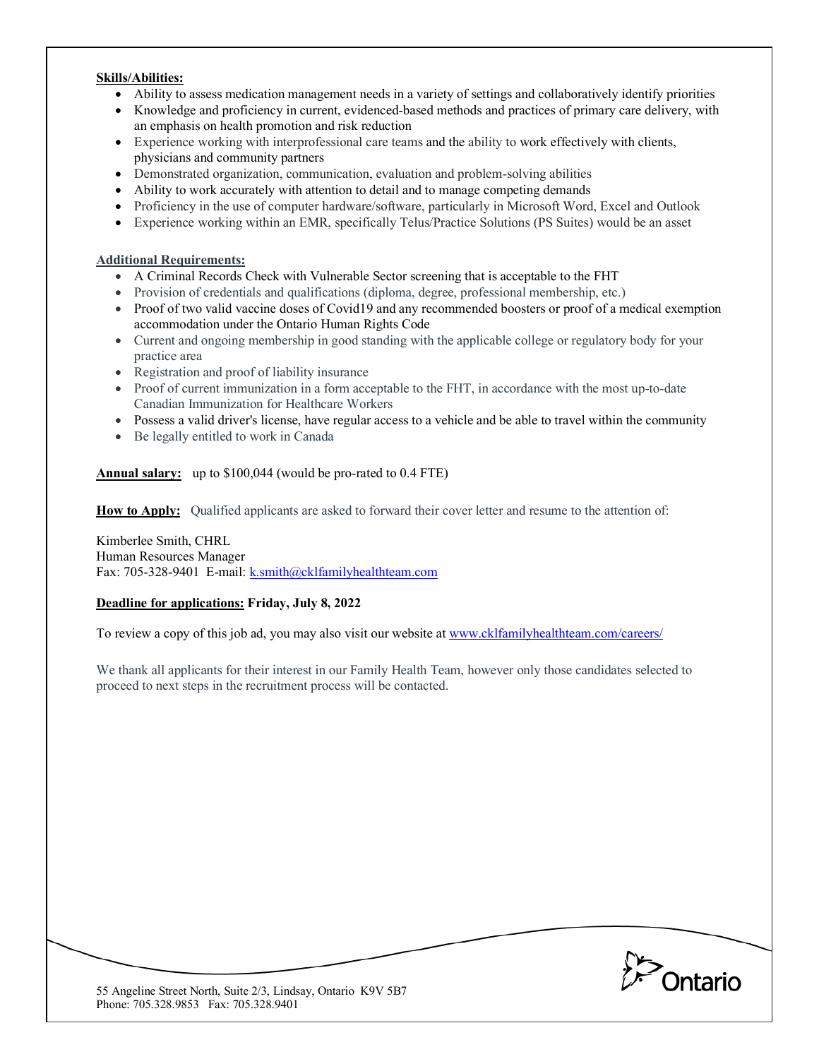**Skills/Abilities:**

- Ability to assess medication management needs in a variety of settings and collaboratively identify priorities
- Knowledge and proficiency in current, evidenced-based methods and practices of primary care delivery, with an emphasis on health promotion and risk reduction
- Experience working with interprofessional care teams and the ability to work effectively with clients, physicians and community partners
- Demonstrated organization, communication, evaluation and problem-solving abilities
- Ability to work accurately with attention to detail and to manage competing demands
- Proficiency in the use of computer hardware/software, particularly in Microsoft Word, Excel and Outlook
- Experience working within an EMR, specifically Telus/Practice Solutions (PS Suites) would be an asset

**Additional Requirements:**

- A Criminal Records Check with Vulnerable Sector screening that is acceptable to the FHT
- Provision of credentials and qualifications (diploma, degree, professional membership, etc.)
- Proof of two valid vaccine doses of Covid19 and any recommended boosters or proof of a medical exemption accommodation under the Ontario Human Rights Code
- Current and ongoing membership in good standing with the applicable college or regulatory body for your practice area
- Registration and proof of liability insurance
- Proof of current immunization in a form acceptable to the FHT, in accordance with the most up-to-date Canadian Immunization for Healthcare Workers
- Possess a valid driver's license, have regular access to a vehicle and be able to travel within the community
- Be legally entitled to work in Canada

**Annual salary:** up to $100,044 (would be pro-rated to 0.4 FTE)

**How to Apply:** Qualified applicants are asked to forward their cover letter and resume to the attention of:

Kimberlee Smith, CHRL
Human Resources Manager
Fax: 705-328-9401 E-mail: k.smith@cklfamilyhealthteam.com

**Deadline for applications: Friday, July 8, 2022**

To review a copy of this job ad, you may also visit our website at www.cklfamilyhealthteam.com/careers/

We thank all applicants for their interest in our Family Health Team, however only those candidates selected to proceed to next steps in the recruitment process will be contacted.

55 Angeline Street North, Suite 2/3, Lindsay, Ontario K9V 5B7
Phone: 705.328.9853 Fax: 705.328.9401

Ontario